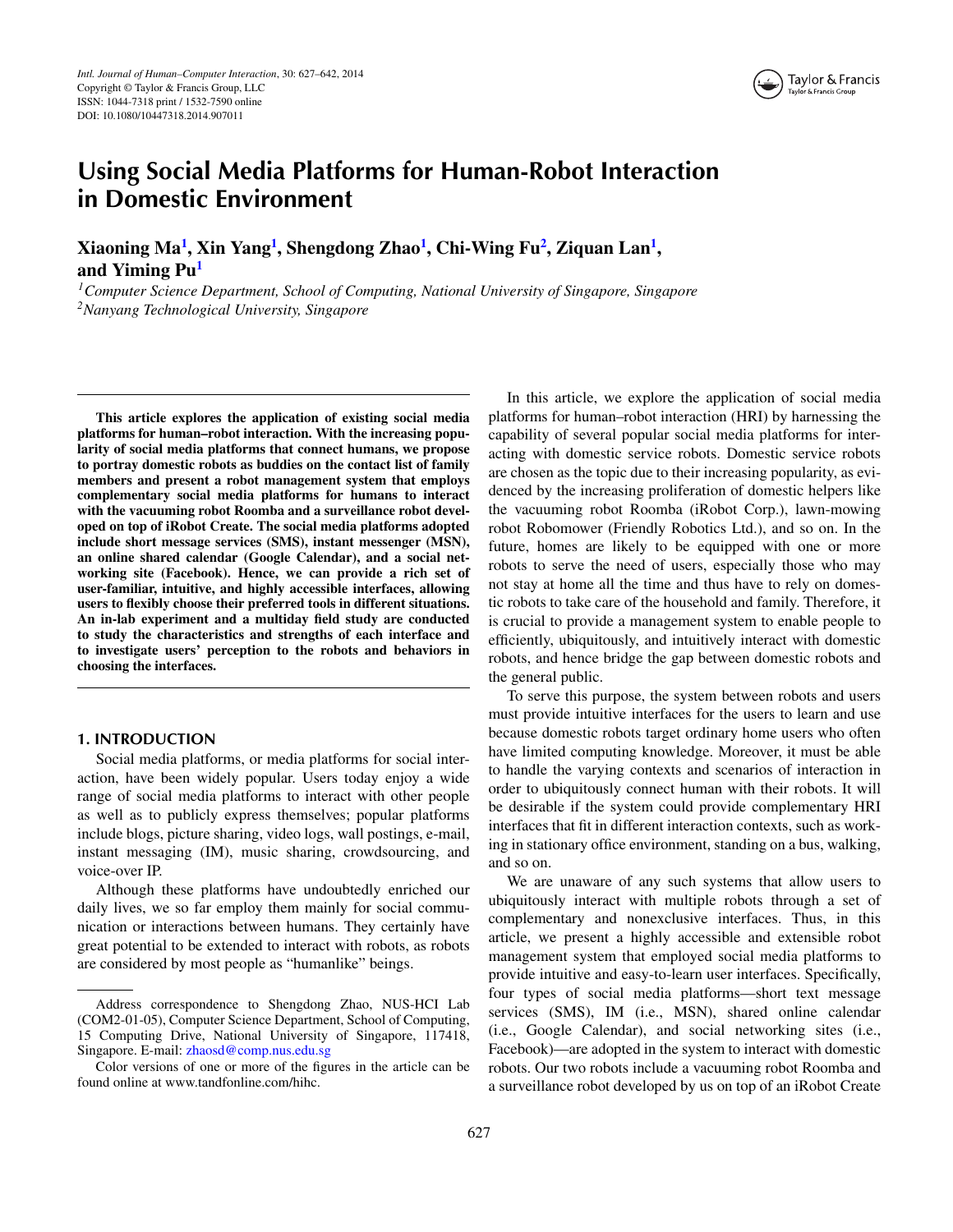# Using Social Media Platforms for Human-Robot Interaction in Domestic Environment

**Xiaoning Ma[1], Xin Yang[1], Shengdong Zhao[1], Chi-Wing Fu[2], Ziquan Lan[1], and Yiming Pu[1]**

[1]*Computer Science Department, School of Computing, National University of Singapore, Singapore*
[2]*Nanyang Technological University, Singapore*

**This article explores the application of existing social media platforms for human–robot interaction. With the increasing popularity of social media platforms that connect humans, we propose to portray domestic robots as buddies on the contact list of family members and present a robot management system that employs complementary social media platforms for humans to interact with the vacuuming robot Roomba and a surveillance robot developed on top of iRobot Create. The social media platforms adopted include short message services (SMS), instant messenger (MSN), an online shared calendar (Google Calendar), and a social networking site (Facebook). Hence, we can provide a rich set of user-familiar, intuitive, and highly accessible interfaces, allowing users to flexibly choose their preferred tools in different situations. An in-lab experiment and a multiday field study are conducted to study the characteristics and strengths of each interface and to investigate users' perception to the robots and behaviors in choosing the interfaces.**

## 1. INTRODUCTION

Social media platforms, or media platforms for social interaction, have been widely popular. Users today enjoy a wide range of social media platforms to interact with other people as well as to publicly express themselves; popular platforms include blogs, picture sharing, video logs, wall postings, e-mail, instant messaging (IM), music sharing, crowdsourcing, and voice-over IP.

Although these platforms have undoubtedly enriched our daily lives, we so far employ them mainly for social communication or interactions between humans. They certainly have great potential to be extended to interact with robots, as robots are considered by most people as "humanlike" beings.

Address correspondence to Shengdong Zhao, NUS-HCI Lab (COM2-01-05), Computer Science Department, School of Computing, 15 Computing Drive, National University of Singapore, 117418, Singapore. E-mail: zhaosd@comp.nus.edu.sg

Color versions of one or more of the figures in the article can be found online at www.tandfonline.com/hihc.

In this article, we explore the application of social media platforms for human–robot interaction (HRI) by harnessing the capability of several popular social media platforms for interacting with domestic service robots. Domestic service robots are chosen as the topic due to their increasing popularity, as evidenced by the increasing proliferation of domestic helpers like the vacuuming robot Roomba (iRobot Corp.), lawn-mowing robot Robomower (Friendly Robotics Ltd.), and so on. In the future, homes are likely to be equipped with one or more robots to serve the need of users, especially those who may not stay at home all the time and thus have to rely on domestic robots to take care of the household and family. Therefore, it is crucial to provide a management system to enable people to efficiently, ubiquitously, and intuitively interact with domestic robots, and hence bridge the gap between domestic robots and the general public.

To serve this purpose, the system between robots and users must provide intuitive interfaces for the users to learn and use because domestic robots target ordinary home users who often have limited computing knowledge. Moreover, it must be able to handle the varying contexts and scenarios of interaction in order to ubiquitously connect human with their robots. It will be desirable if the system could provide complementary HRI interfaces that fit in different interaction contexts, such as working in stationary office environment, standing on a bus, walking, and so on.

We are unaware of any such systems that allow users to ubiquitously interact with multiple robots through a set of complementary and nonexclusive interfaces. Thus, in this article, we present a highly accessible and extensible robot management system that employed social media platforms to provide intuitive and easy-to-learn user interfaces. Specifically, four types of social media platforms—short text message services (SMS), IM (i.e., MSN), shared online calendar (i.e., Google Calendar), and social networking sites (i.e., Facebook)—are adopted in the system to interact with domestic robots. Our two robots include a vacuuming robot Roomba and a surveillance robot developed by us on top of an iRobot Create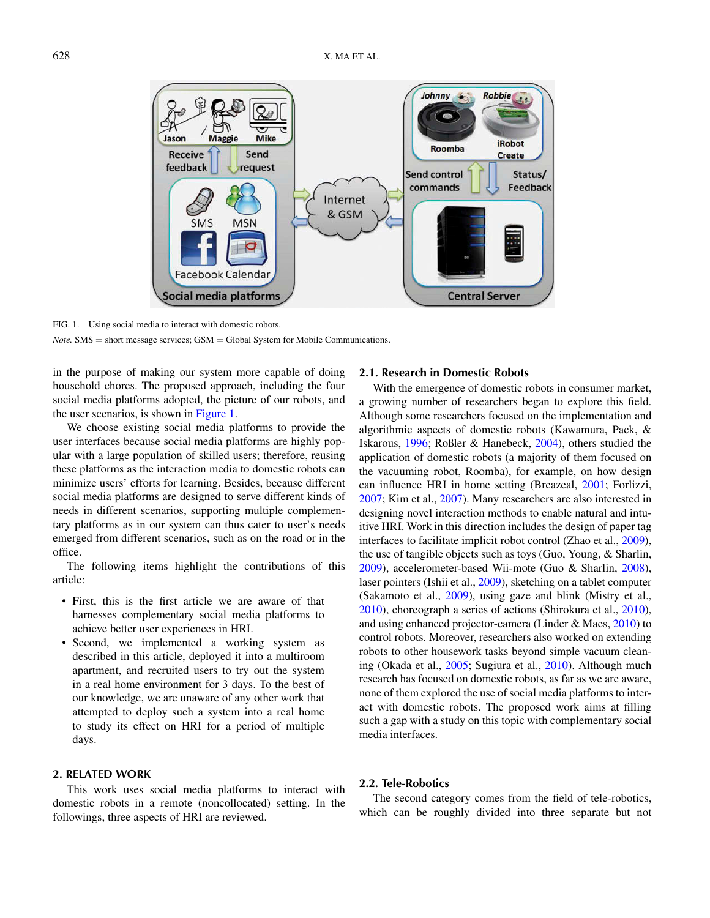FIG. 1. Using social media to interact with domestic robots.

*Note.* SMS = short message services; GSM = Global System for Mobile Communications.

in the purpose of making our system more capable of doing household chores. The proposed approach, including the four social media platforms adopted, the picture of our robots, and the user scenarios, is shown in Figure 1.

We choose existing social media platforms to provide the user interfaces because social media platforms are highly popular with a large population of skilled users; therefore, reusing these platforms as the interaction media to domestic robots can minimize users' efforts for learning. Besides, because different social media platforms are designed to serve different kinds of needs in different scenarios, supporting multiple complementary platforms as in our system can thus cater to user's needs emerged from different scenarios, such as on the road or in the office.

The following items highlight the contributions of this article:

- First, this is the first article we are aware of that harnesses complementary social media platforms to achieve better user experiences in HRI.
- Second, we implemented a working system as described in this article, deployed it into a multiroom apartment, and recruited users to try out the system in a real home environment for 3 days. To the best of our knowledge, we are unaware of any other work that attempted to deploy such a system into a real home to study its effect on HRI for a period of multiple days.

## 2. RELATED WORK

This work uses social media platforms to interact with domestic robots in a remote (noncollocated) setting. In the followings, three aspects of HRI are reviewed.

### 2.1. Research in Domestic Robots

With the emergence of domestic robots in consumer market, a growing number of researchers began to explore this field. Although some researchers focused on the implementation and algorithmic aspects of domestic robots (Kawamura, Pack, & Iskarous, 1996; Roßler & Hanebeck, 2004), others studied the application of domestic robots (a majority of them focused on the vacuuming robot, Roomba), for example, on how design can influence HRI in home setting (Breazeal, 2001; Forlizzi, 2007; Kim et al., 2007). Many researchers are also interested in designing novel interaction methods to enable natural and intuitive HRI. Work in this direction includes the design of paper tag interfaces to facilitate implicit robot control (Zhao et al., 2009), the use of tangible objects such as toys (Guo, Young, & Sharlin, 2009), accelerometer-based Wii-mote (Guo & Sharlin, 2008), laser pointers (Ishii et al., 2009), sketching on a tablet computer (Sakamoto et al., 2009), using gaze and blink (Mistry et al., 2010), choreograph a series of actions (Shirokura et al., 2010), and using enhanced projector-camera (Linder & Maes, 2010) to control robots. Moreover, researchers also worked on extending robots to other housework tasks beyond simple vacuum cleaning (Okada et al., 2005; Sugiura et al., 2010). Although much research has focused on domestic robots, as far as we are aware, none of them explored the use of social media platforms to interact with domestic robots. The proposed work aims at filling such a gap with a study on this topic with complementary social media interfaces.

### 2.2. Tele-Robotics

The second category comes from the field of tele-robotics, which can be roughly divided into three separate but not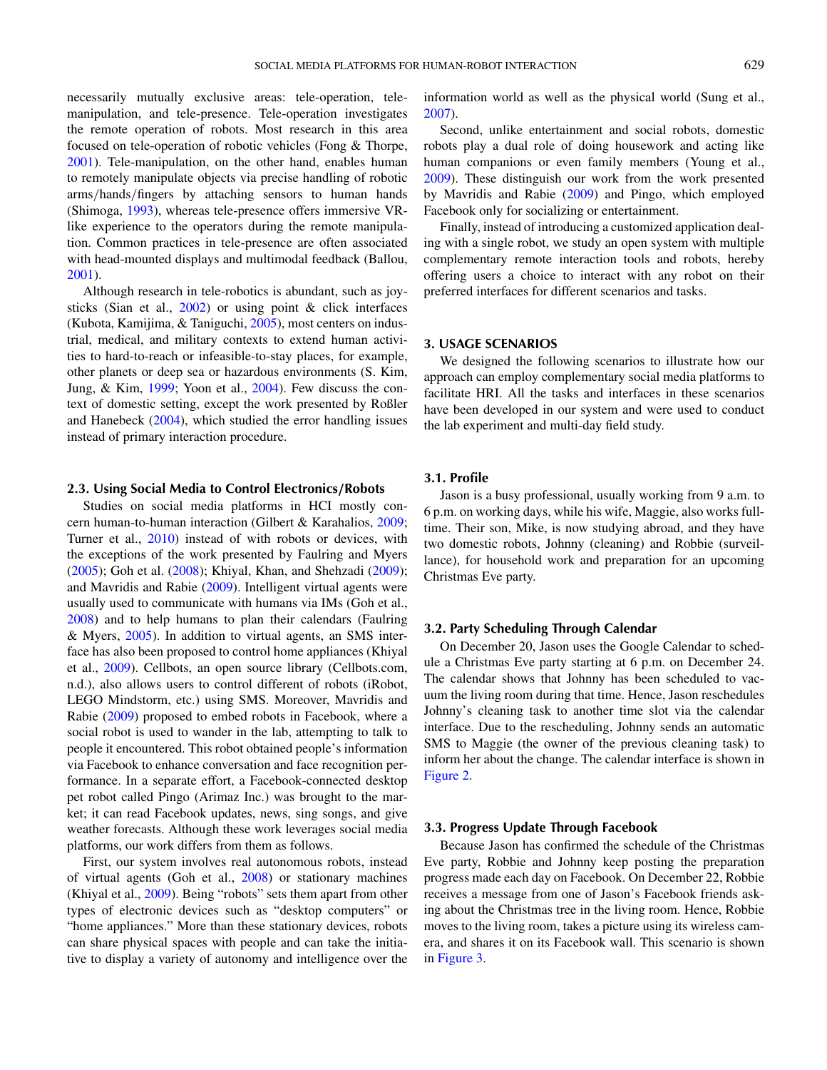necessarily mutually exclusive areas: tele-operation, tele-manipulation, and tele-presence. Tele-operation investigates the remote operation of robots. Most research in this area focused on tele-operation of robotic vehicles (Fong & Thorpe, 2001). Tele-manipulation, on the other hand, enables human to remotely manipulate objects via precise handling of robotic arms/hands/fingers by attaching sensors to human hands (Shimoga, 1993), whereas tele-presence offers immersive VR-like experience to the operators during the remote manipulation. Common practices in tele-presence are often associated with head-mounted displays and multimodal feedback (Ballou, 2001).

Although research in tele-robotics is abundant, such as joysticks (Sian et al., 2002) or using point & click interfaces (Kubota, Kamijima, & Taniguchi, 2005), most centers on industrial, medical, and military contexts to extend human activities to hard-to-reach or infeasible-to-stay places, for example, other planets or deep sea or hazardous environments (S. Kim, Jung, & Kim, 1999; Yoon et al., 2004). Few discuss the context of domestic setting, except the work presented by Roßler and Hanebeck (2004), which studied the error handling issues instead of primary interaction procedure.

### 2.3. Using Social Media to Control Electronics/Robots

Studies on social media platforms in HCI mostly concern human-to-human interaction (Gilbert & Karahalios, 2009; Turner et al., 2010) instead of with robots or devices, with the exceptions of the work presented by Faulring and Myers (2005); Goh et al. (2008); Khiyal, Khan, and Shehzadi (2009); and Mavridis and Rabie (2009). Intelligent virtual agents were usually used to communicate with humans via IMs (Goh et al., 2008) and to help humans to plan their calendars (Faulring & Myers, 2005). In addition to virtual agents, an SMS interface has also been proposed to control home appliances (Khiyal et al., 2009). Cellbots, an open source library (Cellbots.com, n.d.), also allows users to control different of robots (iRobot, LEGO Mindstorm, etc.) using SMS. Moreover, Mavridis and Rabie (2009) proposed to embed robots in Facebook, where a social robot is used to wander in the lab, attempting to talk to people it encountered. This robot obtained people's information via Facebook to enhance conversation and face recognition performance. In a separate effort, a Facebook-connected desktop pet robot called Pingo (Arimaz Inc.) was brought to the market; it can read Facebook updates, news, sing songs, and give weather forecasts. Although these work leverages social media platforms, our work differs from them as follows.

First, our system involves real autonomous robots, instead of virtual agents (Goh et al., 2008) or stationary machines (Khiyal et al., 2009). Being "robots" sets them apart from other types of electronic devices such as "desktop computers" or "home appliances." More than these stationary devices, robots can share physical spaces with people and can take the initiative to display a variety of autonomy and intelligence over the information world as well as the physical world (Sung et al., 2007).

Second, unlike entertainment and social robots, domestic robots play a dual role of doing housework and acting like human companions or even family members (Young et al., 2009). These distinguish our work from the work presented by Mavridis and Rabie (2009) and Pingo, which employed Facebook only for socializing or entertainment.

Finally, instead of introducing a customized application dealing with a single robot, we study an open system with multiple complementary remote interaction tools and robots, hereby offering users a choice to interact with any robot on their preferred interfaces for different scenarios and tasks.

## 3. USAGE SCENARIOS

We designed the following scenarios to illustrate how our approach can employ complementary social media platforms to facilitate HRI. All the tasks and interfaces in these scenarios have been developed in our system and were used to conduct the lab experiment and multi-day field study.

### 3.1. Profile

Jason is a busy professional, usually working from 9 a.m. to 6 p.m. on working days, while his wife, Maggie, also works full-time. Their son, Mike, is now studying abroad, and they have two domestic robots, Johnny (cleaning) and Robbie (surveillance), for household work and preparation for an upcoming Christmas Eve party.

### 3.2. Party Scheduling Through Calendar

On December 20, Jason uses the Google Calendar to schedule a Christmas Eve party starting at 6 p.m. on December 24. The calendar shows that Johnny has been scheduled to vacuum the living room during that time. Hence, Jason reschedules Johnny's cleaning task to another time slot via the calendar interface. Due to the rescheduling, Johnny sends an automatic SMS to Maggie (the owner of the previous cleaning task) to inform her about the change. The calendar interface is shown in Figure 2.

### 3.3. Progress Update Through Facebook

Because Jason has confirmed the schedule of the Christmas Eve party, Robbie and Johnny keep posting the preparation progress made each day on Facebook. On December 22, Robbie receives a message from one of Jason's Facebook friends asking about the Christmas tree in the living room. Hence, Robbie moves to the living room, takes a picture using its wireless camera, and shares it on its Facebook wall. This scenario is shown in Figure 3.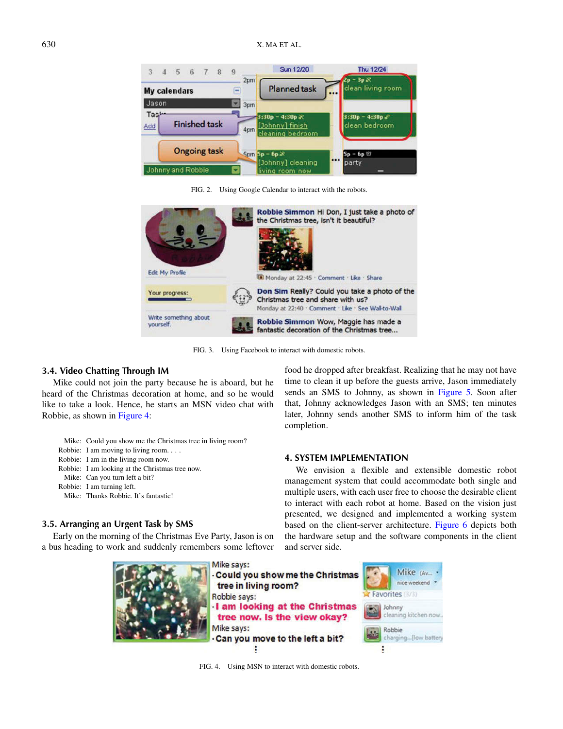FIG. 2. Using Google Calendar to interact with the robots.

FIG. 3. Using Facebook to interact with domestic robots.

### 3.4. Video Chatting Through IM

Mike could not join the party because he is aboard, but he heard of the Christmas decoration at home, and so he would like to take a look. Hence, he starts an MSN video chat with Robbie, as shown in Figure 4:

Mike: Could you show me the Christmas tree in living room?
Robbie: I am moving to living room. . . .
Robbie: I am in the living room now.
Robbie: I am looking at the Christmas tree now.
Mike: Can you turn left a bit?
Robbie: I am turning left.
Mike: Thanks Robbie. It's fantastic!

### 3.5. Arranging an Urgent Task by SMS

Early on the morning of the Christmas Eve Party, Jason is on a bus heading to work and suddenly remembers some leftover food he dropped after breakfast. Realizing that he may not have time to clean it up before the guests arrive, Jason immediately sends an SMS to Johnny, as shown in Figure 5. Soon after that, Johnny acknowledges Jason with an SMS; ten minutes later, Johnny sends another SMS to inform him of the task completion.

## 4. SYSTEM IMPLEMENTATION

We envision a flexible and extensible domestic robot management system that could accommodate both single and multiple users, with each user free to choose the desirable client to interact with each robot at home. Based on the vision just presented, we designed and implemented a working system based on the client-server architecture. Figure 6 depicts both the hardware setup and the software components in the client and server side.

FIG. 4. Using MSN to interact with domestic robots.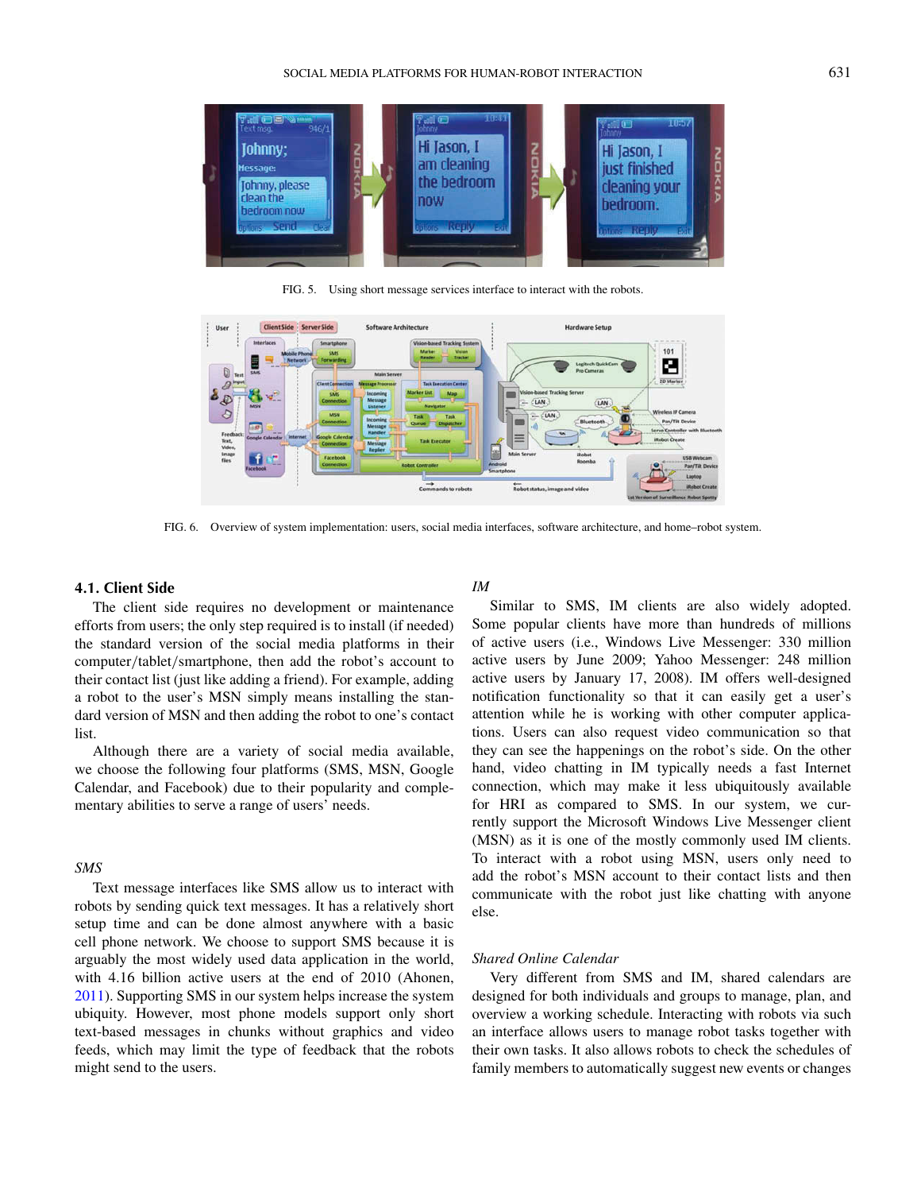FIG. 5. Using short message services interface to interact with the robots.

FIG. 6. Overview of system implementation: users, social media interfaces, software architecture, and home–robot system.

### 4.1. Client Side

The client side requires no development or maintenance efforts from users; the only step required is to install (if needed) the standard version of the social media platforms in their computer/tablet/smartphone, then add the robot's account to their contact list (just like adding a friend). For example, adding a robot to the user's MSN simply means installing the standard version of MSN and then adding the robot to one's contact list.

Although there are a variety of social media available, we choose the following four platforms (SMS, MSN, Google Calendar, and Facebook) due to their popularity and complementary abilities to serve a range of users' needs.

*SMS*

Text message interfaces like SMS allow us to interact with robots by sending quick text messages. It has a relatively short setup time and can be done almost anywhere with a basic cell phone network. We choose to support SMS because it is arguably the most widely used data application in the world, with 4.16 billion active users at the end of 2010 (Ahonen, 2011). Supporting SMS in our system helps increase the system ubiquity. However, most phone models support only short text-based messages in chunks without graphics and video feeds, which may limit the type of feedback that the robots might send to the users.

*IM*

Similar to SMS, IM clients are also widely adopted. Some popular clients have more than hundreds of millions of active users (i.e., Windows Live Messenger: 330 million active users by June 2009; Yahoo Messenger: 248 million active users by January 17, 2008). IM offers well-designed notification functionality so that it can easily get a user's attention while he is working with other computer applications. Users can also request video communication so that they can see the happenings on the robot's side. On the other hand, video chatting in IM typically needs a fast Internet connection, which may make it less ubiquitously available for HRI as compared to SMS. In our system, we currently support the Microsoft Windows Live Messenger client (MSN) as it is one of the mostly commonly used IM clients. To interact with a robot using MSN, users only need to add the robot's MSN account to their contact lists and then communicate with the robot just like chatting with anyone else.

*Shared Online Calendar*

Very different from SMS and IM, shared calendars are designed for both individuals and groups to manage, plan, and overview a working schedule. Interacting with robots via such an interface allows users to manage robot tasks together with their own tasks. It also allows robots to check the schedules of family members to automatically suggest new events or changes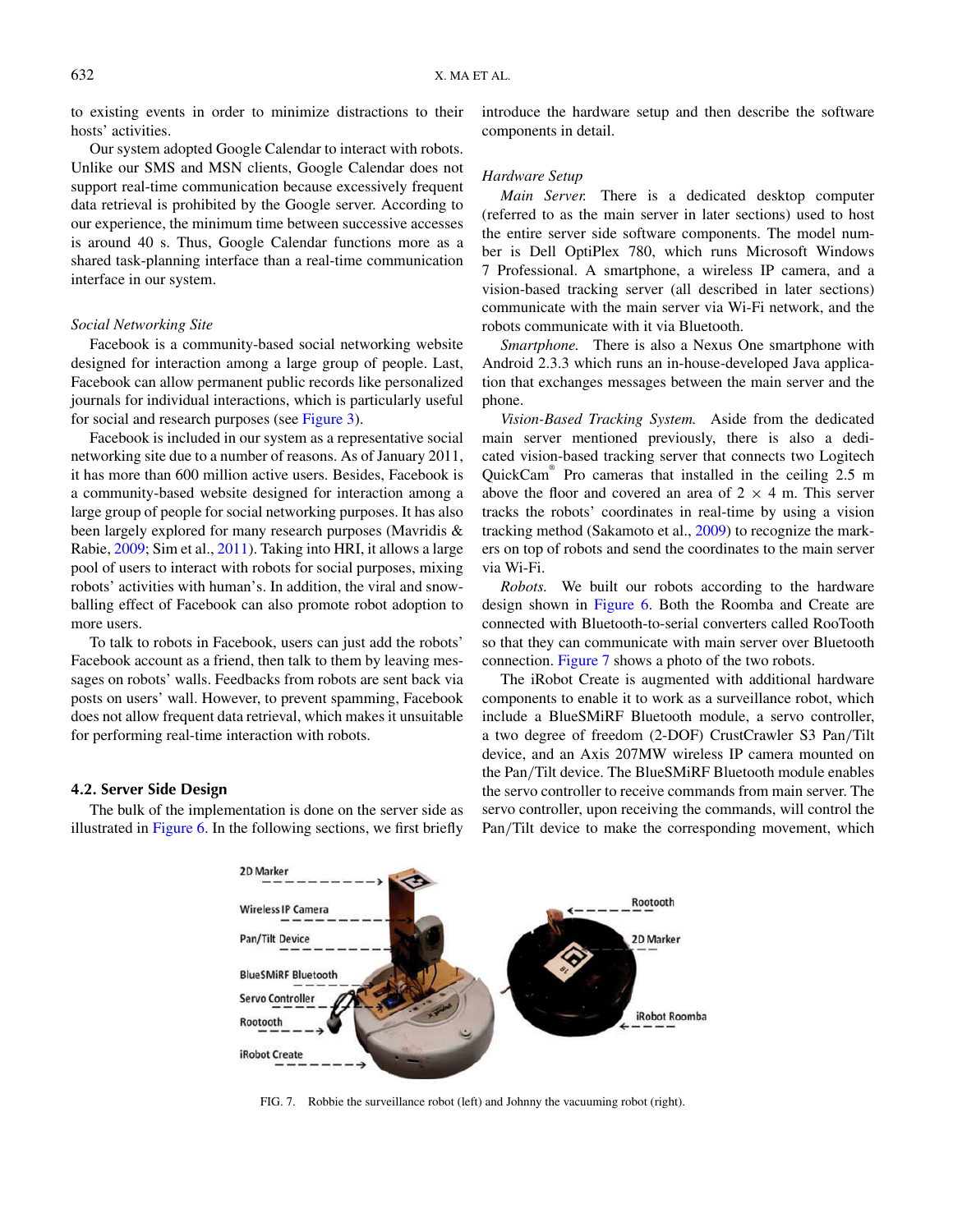to existing events in order to minimize distractions to their hosts' activities.

Our system adopted Google Calendar to interact with robots. Unlike our SMS and MSN clients, Google Calendar does not support real-time communication because excessively frequent data retrieval is prohibited by the Google server. According to our experience, the minimum time between successive accesses is around 40 s. Thus, Google Calendar functions more as a shared task-planning interface than a real-time communication interface in our system.

### Social Networking Site

Facebook is a community-based social networking website designed for interaction among a large group of people. Last, Facebook can allow permanent public records like personalized journals for individual interactions, which is particularly useful for social and research purposes (see Figure 3).

Facebook is included in our system as a representative social networking site due to a number of reasons. As of January 2011, it has more than 600 million active users. Besides, Facebook is a community-based website designed for interaction among a large group of people for social networking purposes. It has also been largely explored for many research purposes (Mavridis & Rabie, 2009; Sim et al., 2011). Taking into HRI, it allows a large pool of users to interact with robots for social purposes, mixing robots' activities with human's. In addition, the viral and snowballing effect of Facebook can also promote robot adoption to more users.

To talk to robots in Facebook, users can just add the robots' Facebook account as a friend, then talk to them by leaving messages on robots' walls. Feedbacks from robots are sent back via posts on users' wall. However, to prevent spamming, Facebook does not allow frequent data retrieval, which makes it unsuitable for performing real-time interaction with robots.

## 4.2. Server Side Design

The bulk of the implementation is done on the server side as illustrated in Figure 6. In the following sections, we first briefly introduce the hardware setup and then describe the software components in detail.

### Hardware Setup

*Main Server.* There is a dedicated desktop computer (referred to as the main server in later sections) used to host the entire server side software components. The model number is Dell OptiPlex 780, which runs Microsoft Windows 7 Professional. A smartphone, a wireless IP camera, and a vision-based tracking server (all described in later sections) communicate with the main server via Wi-Fi network, and the robots communicate with it via Bluetooth.

*Smartphone.* There is also a Nexus One smartphone with Android 2.3.3 which runs an in-house-developed Java application that exchanges messages between the main server and the phone.

*Vision-Based Tracking System.* Aside from the dedicated main server mentioned previously, there is also a dedicated vision-based tracking server that connects two Logitech QuickCam® Pro cameras that installed in the ceiling 2.5 m above the floor and covered an area of 2 × 4 m. This server tracks the robots' coordinates in real-time by using a vision tracking method (Sakamoto et al., 2009) to recognize the markers on top of robots and send the coordinates to the main server via Wi-Fi.

*Robots.* We built our robots according to the hardware design shown in Figure 6. Both the Roomba and Create are connected with Bluetooth-to-serial converters called RooTooth so that they can communicate with main server over Bluetooth connection. Figure 7 shows a photo of the two robots.

The iRobot Create is augmented with additional hardware components to enable it to work as a surveillance robot, which include a BlueSMiRF Bluetooth module, a servo controller, a two degree of freedom (2-DOF) CrustCrawler S3 Pan/Tilt device, and an Axis 207MW wireless IP camera mounted on the Pan/Tilt device. The BlueSMiRF Bluetooth module enables the servo controller to receive commands from main server. The servo controller, upon receiving the commands, will control the Pan/Tilt device to make the corresponding movement, which

FIG. 7. Robbie the surveillance robot (left) and Johnny the vacuuming robot (right).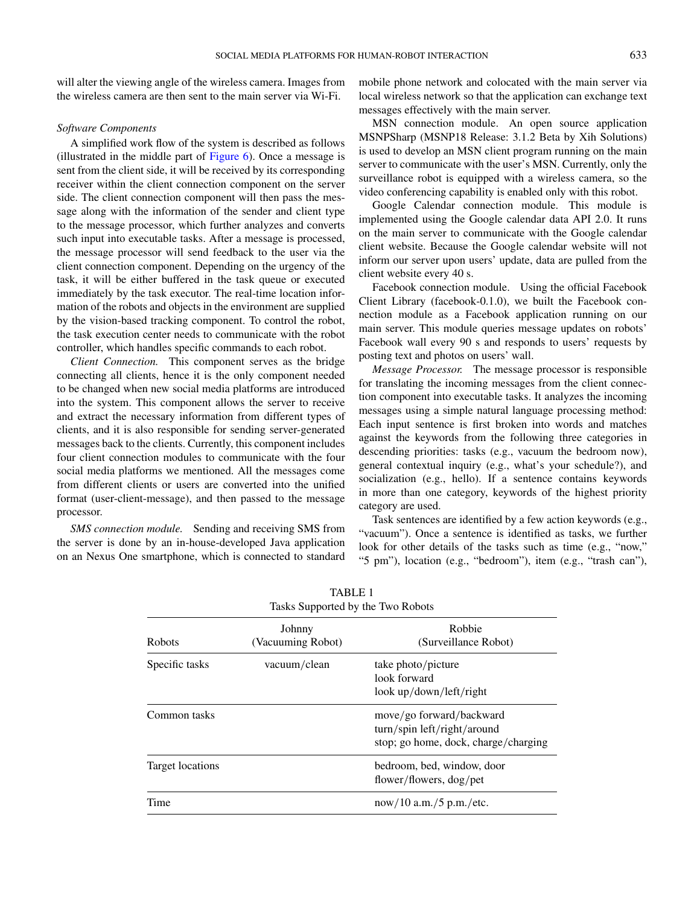will alter the viewing angle of the wireless camera. Images from the wireless camera are then sent to the main server via Wi-Fi.

### *Software Components*

A simplified work flow of the system is described as follows (illustrated in the middle part of Figure 6). Once a message is sent from the client side, it will be received by its corresponding receiver within the client connection component on the server side. The client connection component will then pass the message along with the information of the sender and client type to the message processor, which further analyzes and converts such input into executable tasks. After a message is processed, the message processor will send feedback to the user via the client connection component. Depending on the urgency of the task, it will be either buffered in the task queue or executed immediately by the task executor. The real-time location information of the robots and objects in the environment are supplied by the vision-based tracking component. To control the robot, the task execution center needs to communicate with the robot controller, which handles specific commands to each robot.

*Client Connection.* This component serves as the bridge connecting all clients, hence it is the only component needed to be changed when new social media platforms are introduced into the system. This component allows the server to receive and extract the necessary information from different types of clients, and it is also responsible for sending server-generated messages back to the clients. Currently, this component includes four client connection modules to communicate with the four social media platforms we mentioned. All the messages come from different clients or users are converted into the unified format (user-client-message), and then passed to the message processor.

*SMS connection module.* Sending and receiving SMS from the server is done by an in-house-developed Java application on an Nexus One smartphone, which is connected to standard mobile phone network and colocated with the main server via local wireless network so that the application can exchange text messages effectively with the main server.

MSN connection module. An open source application MSNPSharp (MSNP18 Release: 3.1.2 Beta by Xih Solutions) is used to develop an MSN client program running on the main server to communicate with the user's MSN. Currently, only the surveillance robot is equipped with a wireless camera, so the video conferencing capability is enabled only with this robot.

Google Calendar connection module. This module is implemented using the Google calendar data API 2.0. It runs on the main server to communicate with the Google calendar client website. Because the Google calendar website will not inform our server upon users' update, data are pulled from the client website every 40 s.

Facebook connection module. Using the official Facebook Client Library (facebook-0.1.0), we built the Facebook connection module as a Facebook application running on our main server. This module queries message updates on robots' Facebook wall every 90 s and responds to users' requests by posting text and photos on users' wall.

*Message Processor.* The message processor is responsible for translating the incoming messages from the client connection component into executable tasks. It analyzes the incoming messages using a simple natural language processing method: Each input sentence is first broken into words and matches against the keywords from the following three categories in descending priorities: tasks (e.g., vacuum the bedroom now), general contextual inquiry (e.g., what's your schedule?), and socialization (e.g., hello). If a sentence contains keywords in more than one category, keywords of the highest priority category are used.

Task sentences are identified by a few action keywords (e.g., "vacuum"). Once a sentence is identified as tasks, we further look for other details of the tasks such as time (e.g., "now," "5 pm"), location (e.g., "bedroom"), item (e.g., "trash can"),

TABLE 1
Tasks Supported by the Two Robots

| Robots | Johnny (Vacuuming Robot) | Robbie (Surveillance Robot) |
|---|---|---|
| Specific tasks | vacuum/clean | take photo/picture<br>look forward<br>look up/down/left/right |
| Common tasks | | move/go forward/backward<br>turn/spin left/right/around<br>stop; go home, dock, charge/charging |
| Target locations | | bedroom, bed, window, door<br>flower/flowers, dog/pet |
| Time | | now/10 a.m./5 p.m./etc. |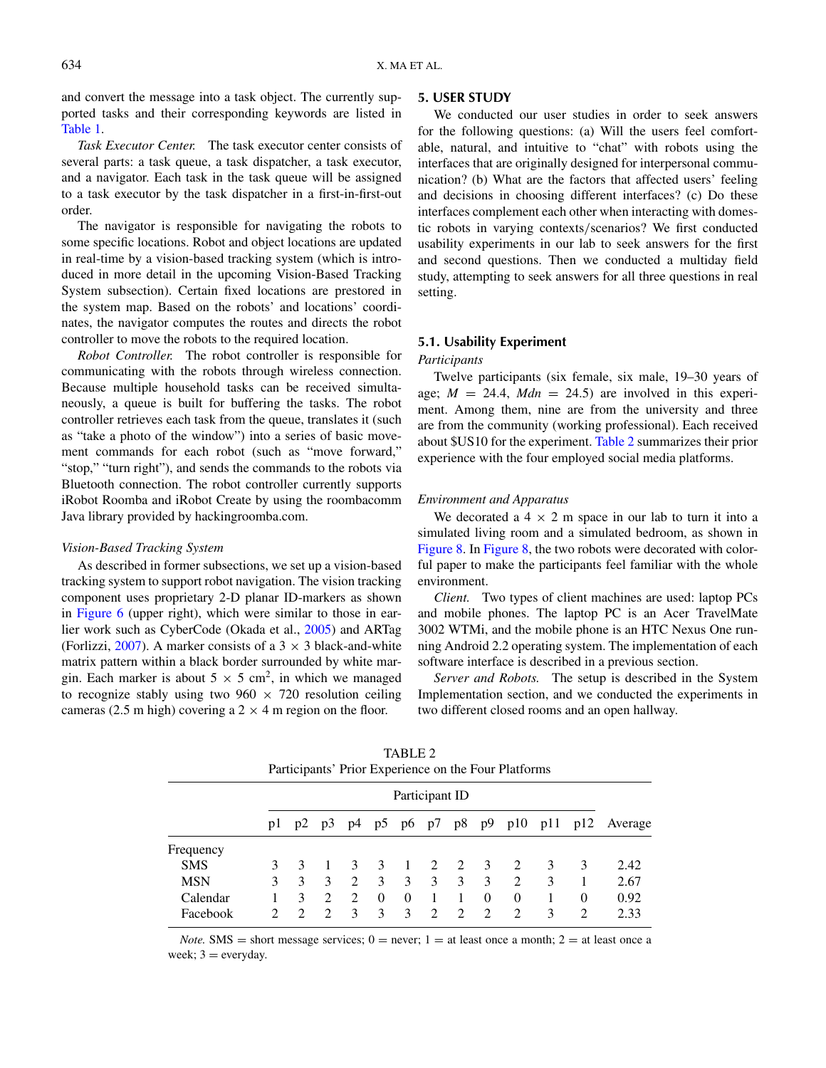and convert the message into a task object. The currently supported tasks and their corresponding keywords are listed in Table 1.

*Task Executor Center.* The task executor center consists of several parts: a task queue, a task dispatcher, a task executor, and a navigator. Each task in the task queue will be assigned to a task executor by the task dispatcher in a first-in-first-out order.

The navigator is responsible for navigating the robots to some specific locations. Robot and object locations are updated in real-time by a vision-based tracking system (which is introduced in more detail in the upcoming Vision-Based Tracking System subsection). Certain fixed locations are prestored in the system map. Based on the robots' and locations' coordinates, the navigator computes the routes and directs the robot controller to move the robots to the required location.

*Robot Controller.* The robot controller is responsible for communicating with the robots through wireless connection. Because multiple household tasks can be received simultaneously, a queue is built for buffering the tasks. The robot controller retrieves each task from the queue, translates it (such as "take a photo of the window") into a series of basic movement commands for each robot (such as "move forward," "stop," "turn right"), and sends the commands to the robots via Bluetooth connection. The robot controller currently supports iRobot Roomba and iRobot Create by using the roombacomm Java library provided by hackingroomba.com.

### *Vision-Based Tracking System*

As described in former subsections, we set up a vision-based tracking system to support robot navigation. The vision tracking component uses proprietary 2-D planar ID-markers as shown in Figure 6 (upper right), which were similar to those in earlier work such as CyberCode (Okada et al., 2005) and ARTag (Forlizzi, 2007). A marker consists of a $3 \times 3$ black-and-white matrix pattern within a black border surrounded by white margin. Each marker is about $5 \times 5$ cm$^2$, in which we managed to recognize stably using two $960 \times 720$ resolution ceiling cameras (2.5 m high) covering a $2 \times 4$ m region on the floor.

## 5. USER STUDY

We conducted our user studies in order to seek answers for the following questions: (a) Will the users feel comfortable, natural, and intuitive to "chat" with robots using the interfaces that are originally designed for interpersonal communication? (b) What are the factors that affected users' feeling and decisions in choosing different interfaces? (c) Do these interfaces complement each other when interacting with domestic robots in varying contexts/scenarios? We first conducted usability experiments in our lab to seek answers for the first and second questions. Then we conducted a multiday field study, attempting to seek answers for all three questions in real setting.

### 5.1. Usability Experiment

#### *Participants*

Twelve participants (six female, six male, 19–30 years of age; $M = 24.4$, $Mdn = 24.5$) are involved in this experiment. Among them, nine are from the university and three are from the community (working professional). Each received about $US10 for the experiment. Table 2 summarizes their prior experience with the four employed social media platforms.

#### *Environment and Apparatus*

We decorated a $4 \times 2$ m space in our lab to turn it into a simulated living room and a simulated bedroom, as shown in Figure 8. In Figure 8, the two robots were decorated with colorful paper to make the participants feel familiar with the whole environment.

*Client.* Two types of client machines are used: laptop PCs and mobile phones. The laptop PC is an Acer TravelMate 3002 WTMi, and the mobile phone is an HTC Nexus One running Android 2.2 operating system. The implementation of each software interface is described in a previous section.

*Server and Robots.* The setup is described in the System Implementation section, and we conducted the experiments in two different closed rooms and an open hallway.

TABLE 2
Participants' Prior Experience on the Four Platforms

| | Participant ID | | | | | | | | | | | | |
|---|---|---|---|---|---|---|---|---|---|---|---|---|---|
| | p1 | p2 | p3 | p4 | p5 | p6 | p7 | p8 | p9 | p10 | p11 | p12 | Average |
| Frequency | | | | | | | | | | | | | |
| SMS | 3 | 3 | 1 | 3 | 3 | 1 | 2 | 2 | 3 | 2 | 3 | 3 | 2.42 |
| MSN | 3 | 3 | 3 | 2 | 3 | 3 | 3 | 3 | 3 | 2 | 3 | 1 | 2.67 |
| Calendar | 1 | 3 | 2 | 2 | 0 | 0 | 1 | 1 | 0 | 0 | 1 | 0 | 0.92 |
| Facebook | 2 | 2 | 2 | 3 | 3 | 3 | 2 | 2 | 2 | 2 | 3 | 2 | 2.33 |

*Note.* SMS = short message services; 0 = never; 1 = at least once a month; 2 = at least once a week; 3 = everyday.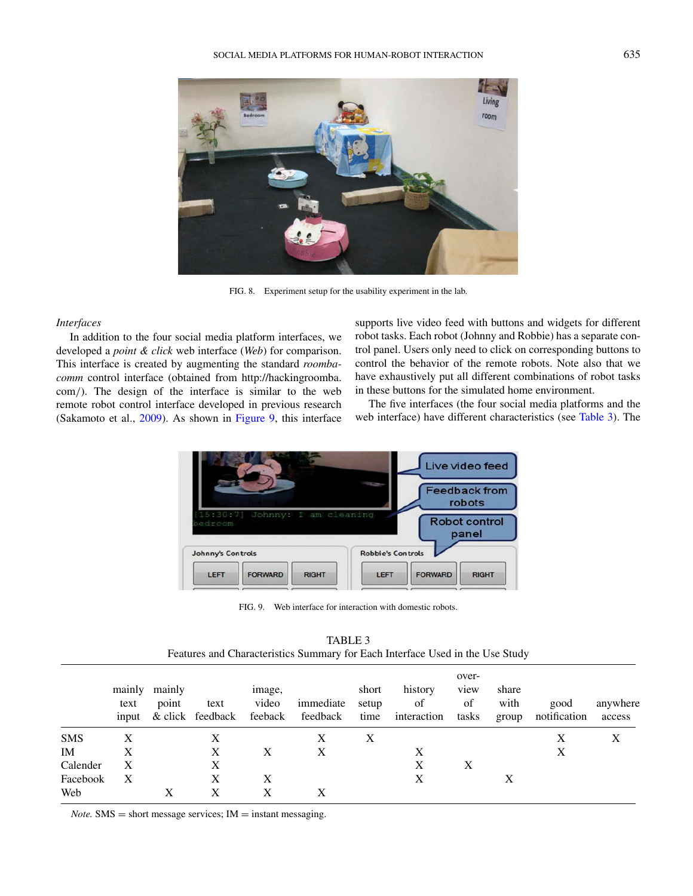FIG. 8. Experiment setup for the usability experiment in the lab.

*Interfaces*

In addition to the four social media platform interfaces, we developed a *point & click* web interface (*Web*) for comparison. This interface is created by augmenting the standard *roomba-comm* control interface (obtained from http://hackingroomba.com/). The design of the interface is similar to the web remote robot control interface developed in previous research (Sakamoto et al., 2009). As shown in Figure 9, this interface supports live video feed with buttons and widgets for different robot tasks. Each robot (Johnny and Robbie) has a separate control panel. Users only need to click on corresponding buttons to control the behavior of the remote robots. Note also that we have exhaustively put all different combinations of robot tasks in these buttons for the simulated home environment.

The five interfaces (the four social media platforms and the web interface) have different characteristics (see Table 3). The

FIG. 9. Web interface for interaction with domestic robots.

TABLE 3
Features and Characteristics Summary for Each Interface Used in the Use Study

| | mainly text input | mainly point & click | text feedback | image, video feeback | immediate feedback | short setup time | history of interaction | over-view of tasks | share with group | good notification | anywhere access |
|---|---|---|---|---|---|---|---|---|---|---|---|
| SMS | X | | X | | X | X | | | | X | X |
| IM | X | | X | X | X | | X | | | X | |
| Calender | X | | X | | | | X | X | | | |
| Facebook | X | | X | X | | | X | | X | | |
| Web | | X | X | X | X | | | | | | |

*Note.* SMS = short message services; IM = instant messaging.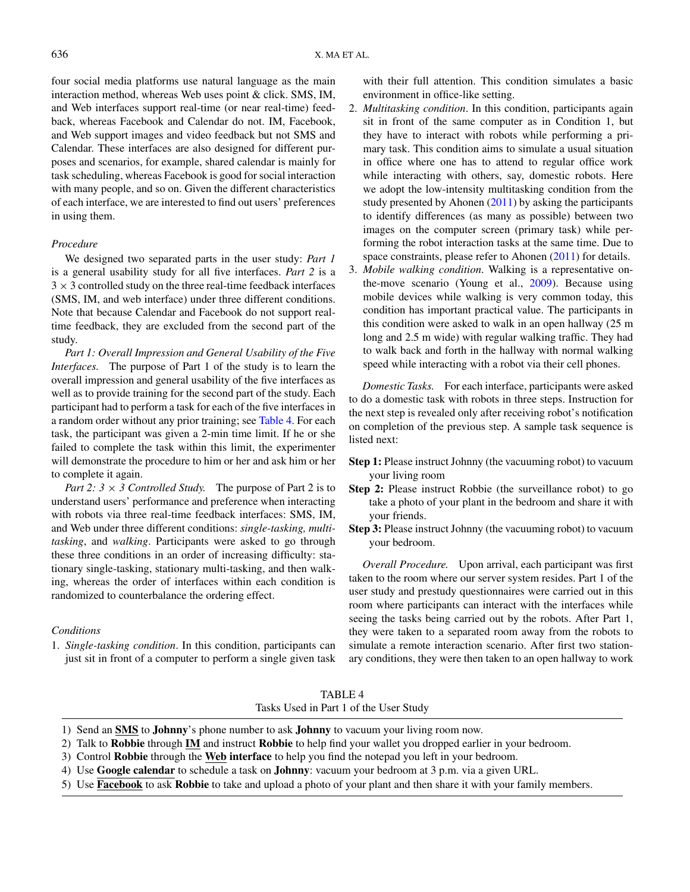four social media platforms use natural language as the main interaction method, whereas Web uses point & click. SMS, IM, and Web interfaces support real-time (or near real-time) feedback, whereas Facebook and Calendar do not. IM, Facebook, and Web support images and video feedback but not SMS and Calendar. These interfaces are also designed for different purposes and scenarios, for example, shared calendar is mainly for task scheduling, whereas Facebook is good for social interaction with many people, and so on. Given the different characteristics of each interface, we are interested to find out users' preferences in using them.

### *Procedure*

We designed two separated parts in the user study: *Part 1* is a general usability study for all five interfaces. *Part 2* is a $3 \times 3$ controlled study on the three real-time feedback interfaces (SMS, IM, and web interface) under three different conditions. Note that because Calendar and Facebook do not support real-time feedback, they are excluded from the second part of the study.

*Part 1: Overall Impression and General Usability of the Five Interfaces.* The purpose of Part 1 of the study is to learn the overall impression and general usability of the five interfaces as well as to provide training for the second part of the study. Each participant had to perform a task for each of the five interfaces in a random order without any prior training; see Table 4. For each task, the participant was given a 2-min time limit. If he or she failed to complete the task within this limit, the experimenter will demonstrate the procedure to him or her and ask him or her to complete it again.

*Part 2: $3 \times 3$ Controlled Study.* The purpose of Part 2 is to understand users' performance and preference when interacting with robots via three real-time feedback interfaces: SMS, IM, and Web under three different conditions: *single-tasking, multitasking*, and *walking*. Participants were asked to go through these three conditions in an order of increasing difficulty: stationary single-tasking, stationary multi-tasking, and then walking, whereas the order of interfaces within each condition is randomized to counterbalance the ordering effect.

### *Conditions*

1. *Single-tasking condition*. In this condition, participants can just sit in front of a computer to perform a single given task with their full attention. This condition simulates a basic environment in office-like setting.
2. *Multitasking condition*. In this condition, participants again sit in front of the same computer as in Condition 1, but they have to interact with robots while performing a primary task. This condition aims to simulate a usual situation in office where one has to attend to regular office work while interacting with others, say, domestic robots. Here we adopt the low-intensity multitasking condition from the study presented by Ahonen (2011) by asking the participants to identify differences (as many as possible) between two images on the computer screen (primary task) while performing the robot interaction tasks at the same time. Due to space constraints, please refer to Ahonen (2011) for details.
3. *Mobile walking condition*. Walking is a representative on-the-move scenario (Young et al., 2009). Because using mobile devices while walking is very common today, this condition has important practical value. The participants in this condition were asked to walk in an open hallway (25 m long and 2.5 m wide) with regular walking traffic. They had to walk back and forth in the hallway with normal walking speed while interacting with a robot via their cell phones.

*Domestic Tasks.* For each interface, participants were asked to do a domestic task with robots in three steps. Instruction for the next step is revealed only after receiving robot's notification on completion of the previous step. A sample task sequence is listed next:

**Step 1:** Please instruct Johnny (the vacuuming robot) to vacuum your living room

**Step 2:** Please instruct Robbie (the surveillance robot) to go take a photo of your plant in the bedroom and share it with your friends.

**Step 3:** Please instruct Johnny (the vacuuming robot) to vacuum your bedroom.

*Overall Procedure.* Upon arrival, each participant was first taken to the room where our server system resides. Part 1 of the user study and prestudy questionnaires were carried out in this room where participants can interact with the interfaces while seeing the tasks being carried out by the robots. After Part 1, they were taken to a separated room away from the robots to simulate a remote interaction scenario. After first two stationary conditions, they were then taken to an open hallway to work

TABLE 4
Tasks Used in Part 1 of the User Study

1) Send an **SMS** to **Johnny**'s phone number to ask **Johnny** to vacuum your living room now.
2) Talk to **Robbie** through **IM** and instruct **Robbie** to help find your wallet you dropped earlier in your bedroom.
3) Control **Robbie** through the **Web interface** to help you find the notepad you left in your bedroom.
4) Use **Google calendar** to schedule a task on **Johnny**: vacuum your bedroom at 3 p.m. via a given URL.
5) Use **Facebook** to ask **Robbie** to take and upload a photo of your plant and then share it with your family members.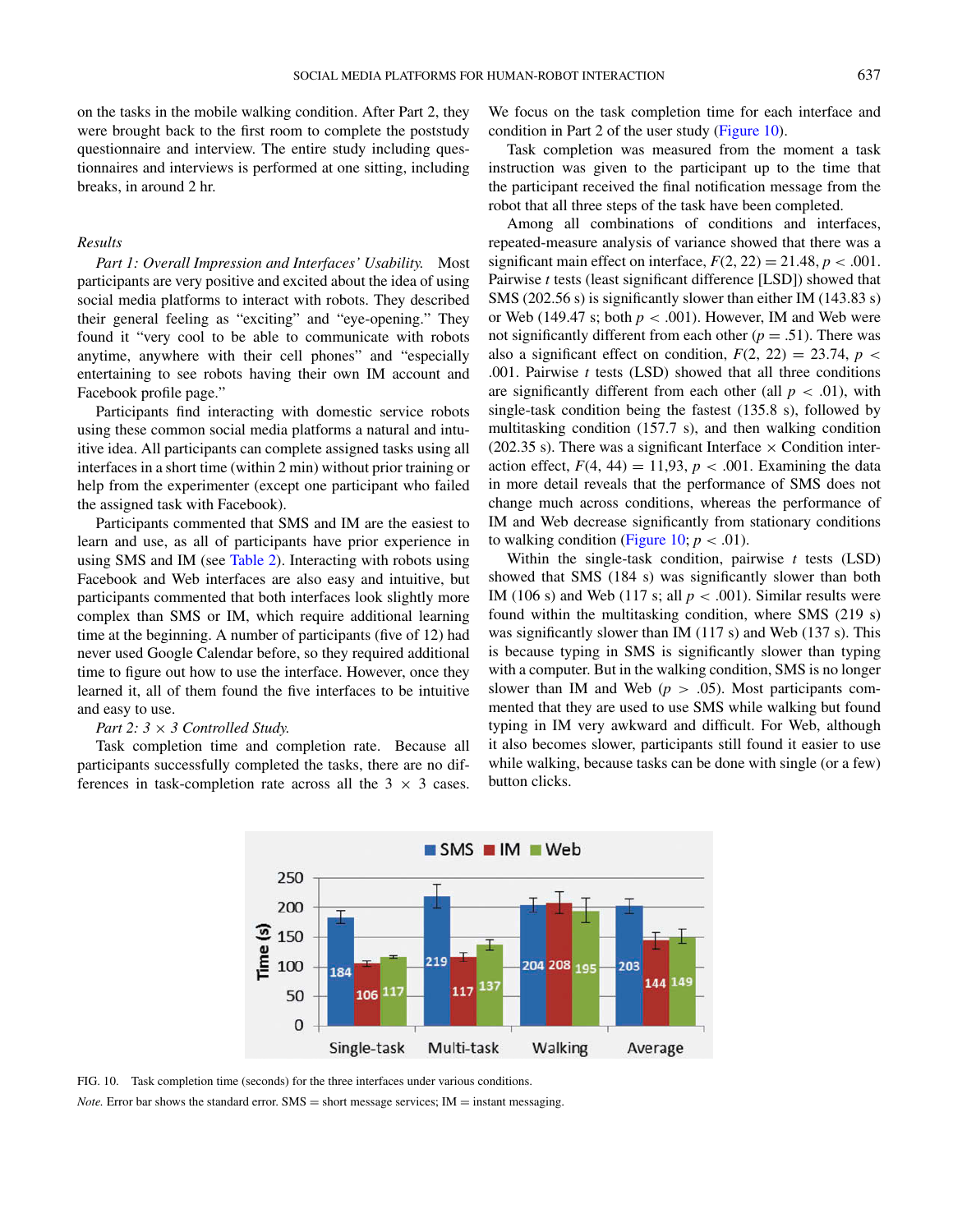on the tasks in the mobile walking condition. After Part 2, they were brought back to the first room to complete the poststudy questionnaire and interview. The entire study including questionnaires and interviews is performed at one sitting, including breaks, in around 2 hr.

### Results

*Part 1: Overall Impression and Interfaces' Usability.* Most participants are very positive and excited about the idea of using social media platforms to interact with robots. They described their general feeling as "exciting" and "eye-opening." They found it "very cool to be able to communicate with robots anytime, anywhere with their cell phones" and "especially entertaining to see robots having their own IM account and Facebook profile page."

Participants find interacting with domestic service robots using these common social media platforms a natural and intuitive idea. All participants can complete assigned tasks using all interfaces in a short time (within 2 min) without prior training or help from the experimenter (except one participant who failed the assigned task with Facebook).

Participants commented that SMS and IM are the easiest to learn and use, as all of participants have prior experience in using SMS and IM (see Table 2). Interacting with robots using Facebook and Web interfaces are also easy and intuitive, but participants commented that both interfaces look slightly more complex than SMS or IM, which require additional learning time at the beginning. A number of participants (five of 12) had never used Google Calendar before, so they required additional time to figure out how to use the interface. However, once they learned it, all of them found the five interfaces to be intuitive and easy to use.

*Part 2: 3 × 3 Controlled Study.*

Task completion time and completion rate. Because all participants successfully completed the tasks, there are no differences in task-completion rate across all the 3 × 3 cases. We focus on the task completion time for each interface and condition in Part 2 of the user study (Figure 10).

Task completion was measured from the moment a task instruction was given to the participant up to the time that the participant received the final notification message from the robot that all three steps of the task have been completed.

Among all combinations of conditions and interfaces, repeated-measure analysis of variance showed that there was a significant main effect on interface, $F(2, 22) = 21.48$, $p < .001$. Pairwise $t$ tests (least significant difference [LSD]) showed that SMS (202.56 s) is significantly slower than either IM (143.83 s) or Web (149.47 s; both $p < .001$). However, IM and Web were not significantly different from each other ($p = .51$). There was also a significant effect on condition, $F(2, 22) = 23.74$, $p < .001$. Pairwise $t$ tests (LSD) showed that all three conditions are significantly different from each other (all $p < .01$), with single-task condition being the fastest (135.8 s), followed by multitasking condition (157.7 s), and then walking condition (202.35 s). There was a significant Interface × Condition interaction effect, $F(4, 44) = 11{,}93$, $p < .001$. Examining the data in more detail reveals that the performance of SMS does not change much across conditions, whereas the performance of IM and Web decrease significantly from stationary conditions to walking condition (Figure 10; $p < .01$).

Within the single-task condition, pairwise $t$ tests (LSD) showed that SMS (184 s) was significantly slower than both IM (106 s) and Web (117 s; all $p < .001$). Similar results were found within the multitasking condition, where SMS (219 s) was significantly slower than IM (117 s) and Web (137 s). This is because typing in SMS is significantly slower than typing with a computer. But in the walking condition, SMS is no longer slower than IM and Web ($p > .05$). Most participants commented that they are used to use SMS while walking but found typing in IM very awkward and difficult. For Web, although it also becomes slower, participants still found it easier to use while walking, because tasks can be done with single (or a few) button clicks.

| | SMS | IM | Web |
|---|---|---|---|
| Single-task | 184 | 106 | 117 |
| Multi-task | 219 | 117 | 137 |
| Walking | 204 | 208 | 195 |
| Average | 203 | 144 | 149 |

FIG. 10. Task completion time (seconds) for the three interfaces under various conditions.

*Note.* Error bar shows the standard error. SMS = short message services; IM = instant messaging.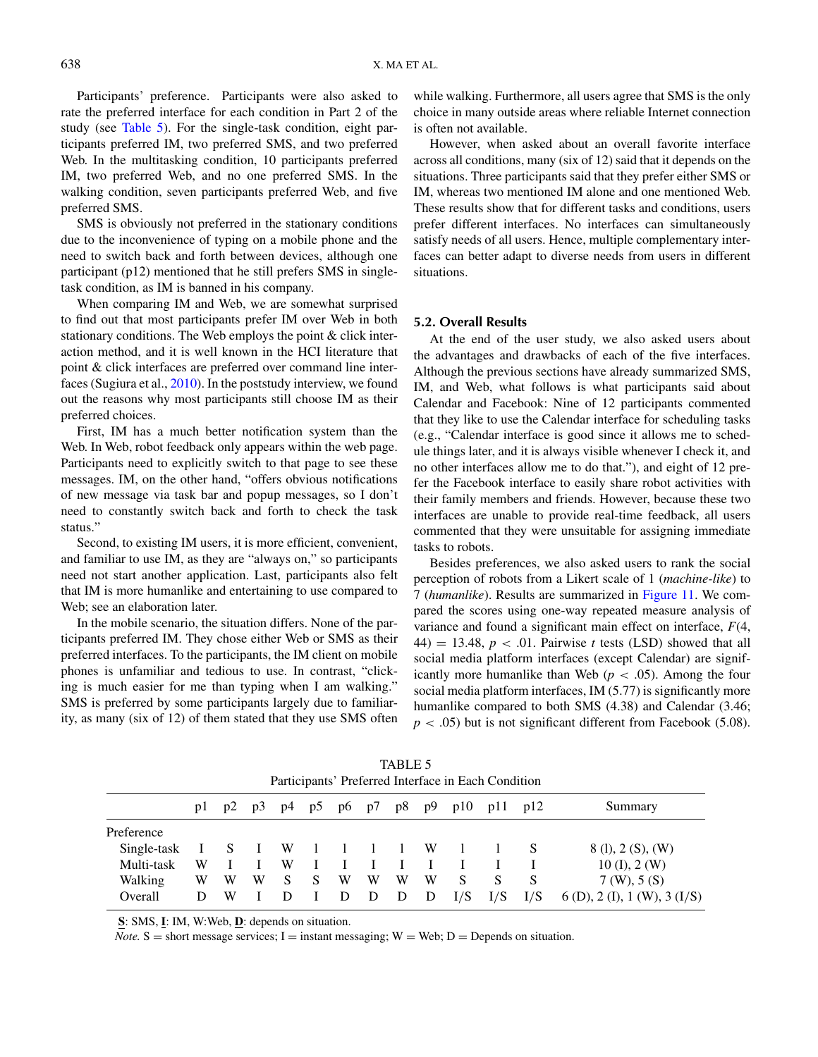Participants' preference. Participants were also asked to rate the preferred interface for each condition in Part 2 of the study (see Table 5). For the single-task condition, eight participants preferred IM, two preferred SMS, and two preferred Web. In the multitasking condition, 10 participants preferred IM, two preferred Web, and no one preferred SMS. In the walking condition, seven participants preferred Web, and five preferred SMS.

SMS is obviously not preferred in the stationary conditions due to the inconvenience of typing on a mobile phone and the need to switch back and forth between devices, although one participant (p12) mentioned that he still prefers SMS in single-task condition, as IM is banned in his company.

When comparing IM and Web, we are somewhat surprised to find out that most participants prefer IM over Web in both stationary conditions. The Web employs the point & click interaction method, and it is well known in the HCI literature that point & click interfaces are preferred over command line interfaces (Sugiura et al., 2010). In the poststudy interview, we found out the reasons why most participants still choose IM as their preferred choices.

First, IM has a much better notification system than the Web. In Web, robot feedback only appears within the web page. Participants need to explicitly switch to that page to see these messages. IM, on the other hand, "offers obvious notifications of new message via task bar and popup messages, so I don't need to constantly switch back and forth to check the task status."

Second, to existing IM users, it is more efficient, convenient, and familiar to use IM, as they are "always on," so participants need not start another application. Last, participants also felt that IM is more humanlike and entertaining to use compared to Web; see an elaboration later.

In the mobile scenario, the situation differs. None of the participants preferred IM. They chose either Web or SMS as their preferred interfaces. To the participants, the IM client on mobile phones is unfamiliar and tedious to use. In contrast, "clicking is much easier for me than typing when I am walking." SMS is preferred by some participants largely due to familiarity, as many (six of 12) of them stated that they use SMS often while walking. Furthermore, all users agree that SMS is the only choice in many outside areas where reliable Internet connection is often not available.

However, when asked about an overall favorite interface across all conditions, many (six of 12) said that it depends on the situations. Three participants said that they prefer either SMS or IM, whereas two mentioned IM alone and one mentioned Web. These results show that for different tasks and conditions, users prefer different interfaces. No interfaces can simultaneously satisfy needs of all users. Hence, multiple complementary interfaces can better adapt to diverse needs from users in different situations.

### 5.2. Overall Results

At the end of the user study, we also asked users about the advantages and drawbacks of each of the five interfaces. Although the previous sections have already summarized SMS, IM, and Web, what follows is what participants said about Calendar and Facebook: Nine of 12 participants commented that they like to use the Calendar interface for scheduling tasks (e.g., "Calendar interface is good since it allows me to schedule things later, and it is always visible whenever I check it, and no other interfaces allow me to do that."), and eight of 12 prefer the Facebook interface to easily share robot activities with their family members and friends. However, because these two interfaces are unable to provide real-time feedback, all users commented that they were unsuitable for assigning immediate tasks to robots.

Besides preferences, we also asked users to rank the social perception of robots from a Likert scale of 1 (*machine-like*) to 7 (*humanlike*). Results are summarized in Figure 11. We compared the scores using one-way repeated measure analysis of variance and found a significant main effect on interface, $F(4, 44) = 13.48$, $p < .01$. Pairwise $t$ tests (LSD) showed that all social media platform interfaces (except Calendar) are significantly more humanlike than Web ($p < .05$). Among the four social media platform interfaces, IM (5.77) is significantly more humanlike compared to both SMS (4.38) and Calendar (3.46; $p < .05$) but is not significant different from Facebook (5.08).

TABLE 5
Participants' Preferred Interface in Each Condition

| | p1 | p2 | p3 | p4 | p5 | p6 | p7 | p8 | p9 | p10 | p11 | p12 | Summary |
|---|---|---|---|---|---|---|---|---|---|---|---|---|---|
| Preference | | | | | | | | | | | | | |
| Single-task | I | S | I | W | I | I | I | I | W | I | I | S | 8 (I), 2 (S), (W) |
| Multi-task | W | I | I | W | I | I | I | I | I | I | I | I | 10 (I), 2 (W) |
| Walking | W | W | W | S | S | W | W | W | W | S | S | S | 7 (W), 5 (S) |
| Overall | D | W | I | D | I | D | D | D | D | I/S | I/S | I/S | 6 (D), 2 (I), 1 (W), 3 (I/S) |

**S**: SMS, **I**: IM, W:Web, **D**: depends on situation.
*Note.* S = short message services; I = instant messaging; W = Web; D = Depends on situation.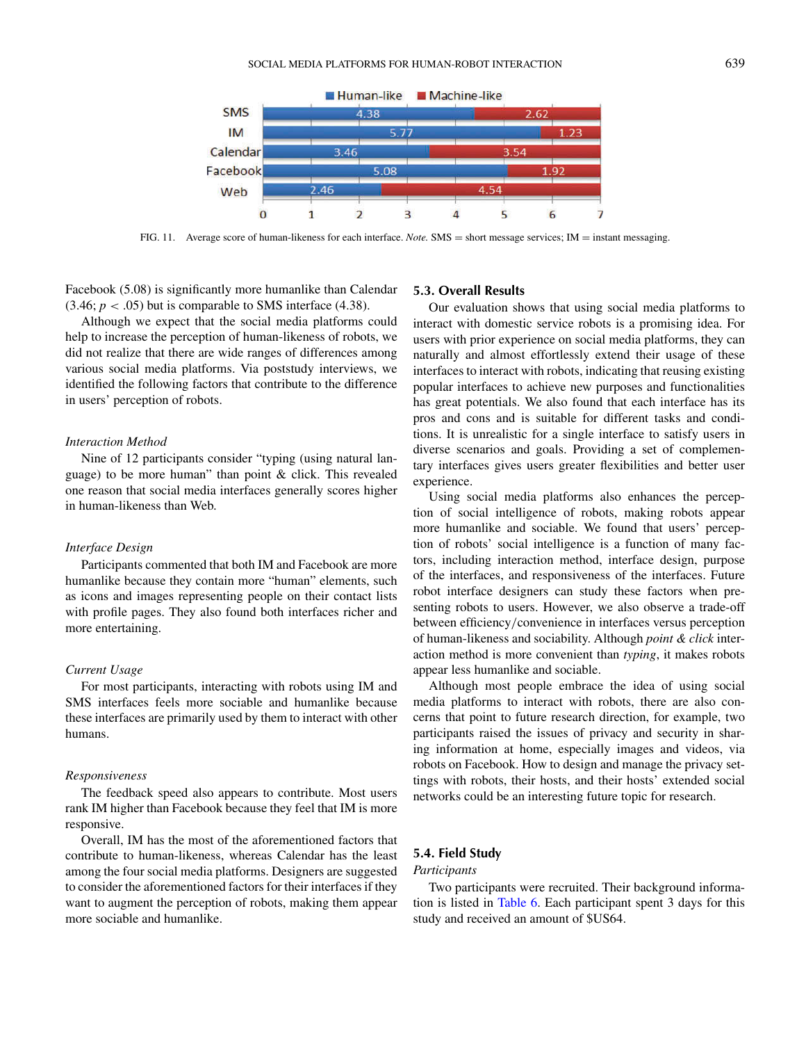FIG. 11. Average score of human-likeness for each interface. *Note.* SMS = short message services; IM = instant messaging.

Facebook (5.08) is significantly more humanlike than Calendar (3.46; $p < .05$) but is comparable to SMS interface (4.38).

Although we expect that the social media platforms could help to increase the perception of human-likeness of robots, we did not realize that there are wide ranges of differences among various social media platforms. Via poststudy interviews, we identified the following factors that contribute to the difference in users' perception of robots.

*Interaction Method*

Nine of 12 participants consider "typing (using natural language) to be more human" than point & click. This revealed one reason that social media interfaces generally scores higher in human-likeness than Web.

*Interface Design*

Participants commented that both IM and Facebook are more humanlike because they contain more "human" elements, such as icons and images representing people on their contact lists with profile pages. They also found both interfaces richer and more entertaining.

*Current Usage*

For most participants, interacting with robots using IM and SMS interfaces feels more sociable and humanlike because these interfaces are primarily used by them to interact with other humans.

*Responsiveness*

The feedback speed also appears to contribute. Most users rank IM higher than Facebook because they feel that IM is more responsive.

Overall, IM has the most of the aforementioned factors that contribute to human-likeness, whereas Calendar has the least among the four social media platforms. Designers are suggested to consider the aforementioned factors for their interfaces if they want to augment the perception of robots, making them appear more sociable and humanlike.

### 5.3. Overall Results

Our evaluation shows that using social media platforms to interact with domestic service robots is a promising idea. For users with prior experience on social media platforms, they can naturally and almost effortlessly extend their usage of these interfaces to interact with robots, indicating that reusing existing popular interfaces to achieve new purposes and functionalities has great potentials. We also found that each interface has its pros and cons and is suitable for different tasks and conditions. It is unrealistic for a single interface to satisfy users in diverse scenarios and goals. Providing a set of complementary interfaces gives users greater flexibilities and better user experience.

Using social media platforms also enhances the perception of social intelligence of robots, making robots appear more humanlike and sociable. We found that users' perception of robots' social intelligence is a function of many factors, including interaction method, interface design, purpose of the interfaces, and responsiveness of the interfaces. Future robot interface designers can study these factors when presenting robots to users. However, we also observe a trade-off between efficiency/convenience in interfaces versus perception of human-likeness and sociability. Although *point & click* interaction method is more convenient than *typing*, it makes robots appear less humanlike and sociable.

Although most people embrace the idea of using social media platforms to interact with robots, there are also concerns that point to future research direction, for example, two participants raised the issues of privacy and security in sharing information at home, especially images and videos, via robots on Facebook. How to design and manage the privacy settings with robots, their hosts, and their hosts' extended social networks could be an interesting future topic for research.

### 5.4. Field Study

*Participants*

Two participants were recruited. Their background information is listed in Table 6. Each participant spent 3 days for this study and received an amount of $US64.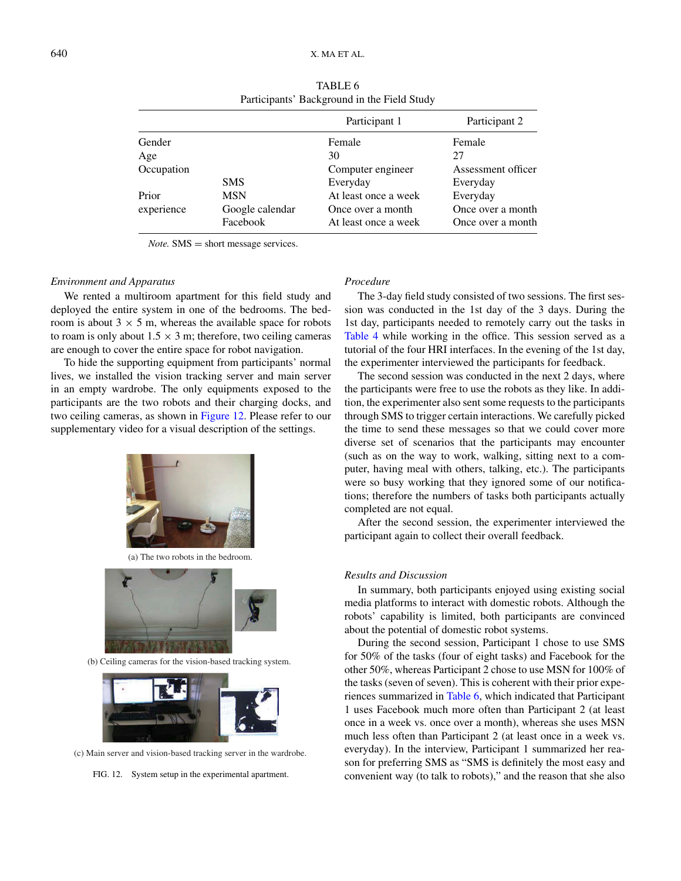TABLE 6
Participants' Background in the Field Study

| | | Participant 1 | Participant 2 |
|---|---|---|---|
| Gender | | Female | Female |
| Age | | 30 | 27 |
| Occupation | | Computer engineer | Assessment officer |
| Prior experience | SMS | Everyday | Everyday |
| | MSN | At least once a week | Everyday |
| | Google calendar | Once over a month | Once over a month |
| | Facebook | At least once a week | Once over a month |

*Note.* SMS = short message services.

### *Environment and Apparatus*

We rented a multiroom apartment for this field study and deployed the entire system in one of the bedrooms. The bedroom is about 3 × 5 m, whereas the available space for robots to roam is only about 1.5 × 3 m; therefore, two ceiling cameras are enough to cover the entire space for robot navigation.

To hide the supporting equipment from participants' normal lives, we installed the vision tracking server and main server in an empty wardrobe. The only equipments exposed to the participants are the two robots and their charging docks, and two ceiling cameras, as shown in Figure 12. Please refer to our supplementary video for a visual description of the settings.

(a) The two robots in the bedroom.

(b) Ceiling cameras for the vision-based tracking system.

(c) Main server and vision-based tracking server in the wardrobe.

FIG. 12. System setup in the experimental apartment.

### *Procedure*

The 3-day field study consisted of two sessions. The first session was conducted in the 1st day of the 3 days. During the 1st day, participants needed to remotely carry out the tasks in Table 4 while working in the office. This session served as a tutorial of the four HRI interfaces. In the evening of the 1st day, the experimenter interviewed the participants for feedback.

The second session was conducted in the next 2 days, where the participants were free to use the robots as they like. In addition, the experimenter also sent some requests to the participants through SMS to trigger certain interactions. We carefully picked the time to send these messages so that we could cover more diverse set of scenarios that the participants may encounter (such as on the way to work, walking, sitting next to a computer, having meal with others, talking, etc.). The participants were so busy working that they ignored some of our notifications; therefore the numbers of tasks both participants actually completed are not equal.

After the second session, the experimenter interviewed the participant again to collect their overall feedback.

### *Results and Discussion*

In summary, both participants enjoyed using existing social media platforms to interact with domestic robots. Although the robots' capability is limited, both participants are convinced about the potential of domestic robot systems.

During the second session, Participant 1 chose to use SMS for 50% of the tasks (four of eight tasks) and Facebook for the other 50%, whereas Participant 2 chose to use MSN for 100% of the tasks (seven of seven). This is coherent with their prior experiences summarized in Table 6, which indicated that Participant 1 uses Facebook much more often than Participant 2 (at least once in a week vs. once over a month), whereas she uses MSN much less often than Participant 2 (at least once in a week vs. everyday). In the interview, Participant 1 summarized her reason for preferring SMS as "SMS is definitely the most easy and convenient way (to talk to robots)," and the reason that she also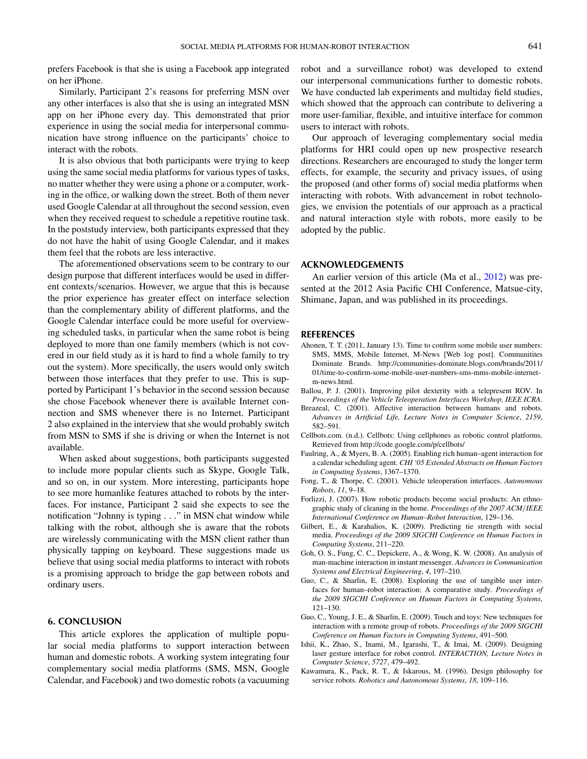prefers Facebook is that she is using a Facebook app integrated on her iPhone.

Similarly, Participant 2's reasons for preferring MSN over any other interfaces is also that she is using an integrated MSN app on her iPhone every day. This demonstrated that prior experience in using the social media for interpersonal communication have strong influence on the participants' choice to interact with the robots.

It is also obvious that both participants were trying to keep using the same social media platforms for various types of tasks, no matter whether they were using a phone or a computer, working in the office, or walking down the street. Both of them never used Google Calendar at all throughout the second session, even when they received request to schedule a repetitive routine task. In the poststudy interview, both participants expressed that they do not have the habit of using Google Calendar, and it makes them feel that the robots are less interactive.

The aforementioned observations seem to be contrary to our design purpose that different interfaces would be used in different contexts/scenarios. However, we argue that this is because the prior experience has greater effect on interface selection than the complementary ability of different platforms, and the Google Calendar interface could be more useful for overviewing scheduled tasks, in particular when the same robot is being deployed to more than one family members (which is not covered in our field study as it is hard to find a whole family to try out the system). More specifically, the users would only switch between those interfaces that they prefer to use. This is supported by Participant 1's behavior in the second session because she chose Facebook whenever there is available Internet connection and SMS whenever there is no Internet. Participant 2 also explained in the interview that she would probably switch from MSN to SMS if she is driving or when the Internet is not available.

When asked about suggestions, both participants suggested to include more popular clients such as Skype, Google Talk, and so on, in our system. More interesting, participants hope to see more humanlike features attached to robots by the interfaces. For instance, Participant 2 said she expects to see the notification "Johnny is typing . . ." in MSN chat window while talking with the robot, although she is aware that the robots are wirelessly communicating with the MSN client rather than physically tapping on keyboard. These suggestions made us believe that using social media platforms to interact with robots is a promising approach to bridge the gap between robots and ordinary users.

## 6. CONCLUSION

This article explores the application of multiple popular social media platforms to support interaction between human and domestic robots. A working system integrating four complementary social media platforms (SMS, MSN, Google Calendar, and Facebook) and two domestic robots (a vacuuming robot and a surveillance robot) was developed to extend our interpersonal communications further to domestic robots. We have conducted lab experiments and multiday field studies, which showed that the approach can contribute to delivering a more user-familiar, flexible, and intuitive interface for common users to interact with robots.

Our approach of leveraging complementary social media platforms for HRI could open up new prospective research directions. Researchers are encouraged to study the longer term effects, for example, the security and privacy issues, of using the proposed (and other forms of) social media platforms when interacting with robots. With advancement in robot technologies, we envision the potentials of our approach as a practical and natural interaction style with robots, more easily to be adopted by the public.

## ACKNOWLEDGEMENTS

An earlier version of this article (Ma et al., 2012) was presented at the 2012 Asia Pacific CHI Conference, Matsue-city, Shimane, Japan, and was published in its proceedings.

## REFERENCES

Ahonen, T. T. (2011, January 13). Time to confirm some mobile user numbers: SMS, MMS, Mobile Internet, M-News [Web log post]. Communitites Dominate Brands. http://communities-dominate.blogs.com/brands/2011/01/time-to-confirm-some-mobile-user-numbers-sms-mms-mobile-internet-m-news.html.

Ballou, P. J. (2001). Improving pilot dexterity with a telepresent ROV. In *Proceedings of the Vehicle Teleoperation Interfaces Workshop, IEEE ICRA*.

Breazeal, C. (2001). Affective interaction between humans and robots. *Advances in Artificial Life, Lecture Notes in Computer Science*, *2159*, 582–591.

Cellbots.com. (n.d.). Cellbots: Using cellphones as robotic control platforms. Retrieved from http://code.google.com/p/cellbots/

Faulring, A., & Myers, B. A. (2005). Enabling rich human–agent interaction for a calendar scheduling agent. *CHI '05 Extended Abstracts on Human Factors in Computing Systems*, 1367–1370.

Fong, T., & Thorpe, C. (2001). Vehicle teleoperation interfaces. *Autonomous Robots*, *11*, 9–18.

Forlizzi, J. (2007). How robotic products become social products: An ethnographic study of cleaning in the home. *Proceedings of the 2007 ACM/IEEE International Conference on Human–Robot Interaction*, 129–136.

Gilbert, E., & Karahalios, K. (2009). Predicting tie strength with social media. *Proceedings of the 2009 SIGCHI Conference on Human Factors in Computing Systems*, 211–220.

Goh, O. S., Fung, C. C., Depickere, A., & Wong, K. W. (2008). An analysis of man-machine interaction in instant messenger. *Advances in Communication Systems and Electrical Engineering*, *4*, 197–210.

Guo, C., & Sharlin, E. (2008). Exploring the use of tangible user interfaces for human–robot interaction: A comparative study. *Proceedings of the 2009 SIGCHI Conference on Human Factors in Computing Systems*, 121–130.

Guo, C., Young, J. E., & Sharlin, E. (2009). Touch and toys: New techniques for interaction with a remote group of robots. *Proceedings of the 2009 SIGCHI Conference on Human Factors in Computing Systems*, 491–500.

Ishii, K., Zhao, S., Inami, M., Igarashi, T., & Imai, M. (2009). Designing laser gesture interface for robot control. *INTERACTION, Lecture Notes in Computer Science*, *5727*, 479–492.

Kawamura, K., Pack, R. T., & Iskarous, M. (1996). Design philosophy for service robots. *Robotics and Autonomous Systems*, *18*, 109–116.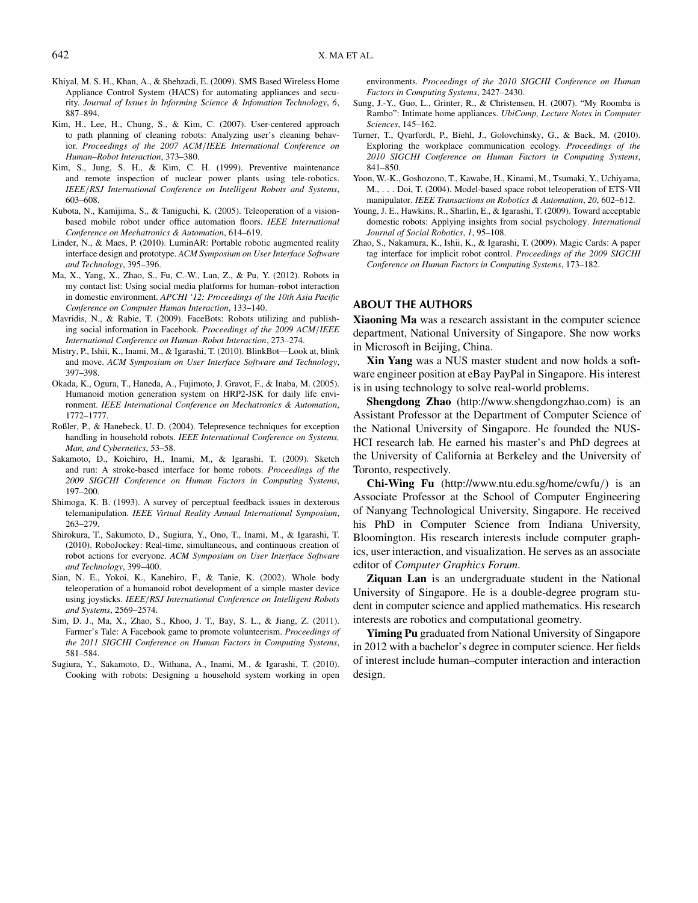Khiyal, M. S. H., Khan, A., & Shehzadi, E. (2009). SMS Based Wireless Home Appliance Control System (HACS) for automating appliances and security. *Journal of Issues in Informing Science & Infomation Technology*, *6*, 887–894.

Kim, H., Lee, H., Chung, S., & Kim, C. (2007). User-centered approach to path planning of cleaning robots: Analyzing user's cleaning behavior. *Proceedings of the 2007 ACM/IEEE International Conference on Human–Robot Interaction*, 373–380.

Kim, S., Jung, S. H., & Kim, C. H. (1999). Preventive maintenance and remote inspection of nuclear power plants using tele-robotics. *IEEE/RSJ International Conference on Intelligent Robots and Systems*, 603–608.

Kubota, N., Kamijima, S., & Taniguchi, K. (2005). Teleoperation of a vision-based mobile robot under office automation floors. *IEEE International Conference on Mechatronics & Automation*, 614–619.

Linder, N., & Maes, P. (2010). LuminAR: Portable robotic augmented reality interface design and prototype. *ACM Symposium on User Interface Software and Technology*, 395–396.

Ma, X., Yang, X., Zhao, S., Fu, C.-W., Lan, Z., & Pu, Y. (2012). Robots in my contact list: Using social media platforms for human–robot interaction in domestic environment. *APCHI '12: Proceedings of the 10th Asia Pacific Conference on Computer Human Interaction*, 133–140.

Mavridis, N., & Rabie, T. (2009). FaceBots: Robots utilizing and publishing social information in Facebook. *Proceedings of the 2009 ACM/IEEE International Conference on Human–Robot Interaction*, 273–274.

Mistry, P., Ishii, K., Inami, M., & Igarashi, T. (2010). BlinkBot—Look at, blink and move. *ACM Symposium on User Interface Software and Technology*, 397–398.

Okada, K., Ogura, T., Haneda, A., Fujimoto, J. Gravot, F., & Inaba, M. (2005). Humanoid motion generation system on HRP2-JSK for daily life environment. *IEEE International Conference on Mechatronics & Automation*, 1772–1777.

Roßler, P., & Hanebeck, U. D. (2004). Telepresence techniques for exception handling in household robots. *IEEE International Conference on Systems, Man, and Cybernetics*, 53–58.

Sakamoto, D., Koichiro, H., Inami, M., & Igarashi, T. (2009). Sketch and run: A stroke-based interface for home robots. *Proceedings of the 2009 SIGCHI Conference on Human Factors in Computing Systems*, 197–200.

Shimoga, K. B. (1993). A survey of perceptual feedback issues in dexterous telemanipulation. *IEEE Virtual Reality Annual International Symposium*, 263–279.

Shirokura, T., Sakumoto, D., Sugiura, Y., Ono, T., Inami, M., & Igarashi, T. (2010). RoboJockey: Real-time, simultaneous, and continuous creation of robot actions for everyone. *ACM Symposium on User Interface Software and Technology*, 399–400.

Sian, N. E., Yokoi, K., Kanehiro, F., & Tanie, K. (2002). Whole body teleoperation of a humanoid robot development of a simple master device using joysticks. *IEEE/RSJ International Conference on Intelligent Robots and Systems*, 2569–2574.

Sim, D. J., Ma, X., Zhao, S., Khoo, J. T., Bay, S. L., & Jiang, Z. (2011). Farmer's Tale: A Facebook game to promote volunteerism. *Proceedings of the 2011 SIGCHI Conference on Human Factors in Computing Systems*, 581–584.

Sugiura, Y., Sakamoto, D., Withana, A., Inami, M., & Igarashi, T. (2010). Cooking with robots: Designing a household system working in open environments. *Proceedings of the 2010 SIGCHI Conference on Human Factors in Computing Systems*, 2427–2430.

Sung, J.-Y., Guo, L., Grinter, R., & Christensen, H. (2007). "My Roomba is Rambo": Intimate home appliances. *UbiComp, Lecture Notes in Computer Sciences*, 145–162.

Turner, T., Qvarfordt, P., Biehl, J., Golovchinsky, G., & Back, M. (2010). Exploring the workplace communication ecology. *Proceedings of the 2010 SIGCHI Conference on Human Factors in Computing Systems*, 841–850.

Yoon, W.-K., Goshozono, T., Kawabe, H., Kinami, M., Tsumaki, Y., Uchiyama, M., . . . Doi, T. (2004). Model-based space robot teleoperation of ETS-VII manipulator. *IEEE Transactions on Robotics & Automation*, *20*, 602–612.

Young, J. E., Hawkins, R., Sharlin, E., & Igarashi, T. (2009). Toward acceptable domestic robots: Applying insights from social psychology. *International Journal of Social Robotics*, *1*, 95–108.

Zhao, S., Nakamura, K., Ishii, K., & Igarashi, T. (2009). Magic Cards: A paper tag interface for implicit robot control. *Proceedings of the 2009 SIGCHI Conference on Human Factors in Computing Systems*, 173–182.

## ABOUT THE AUTHORS

**Xiaoning Ma** was a research assistant in the computer science department, National University of Singapore. She now works in Microsoft in Beijing, China.

**Xin Yang** was a NUS master student and now holds a software engineer position at eBay PayPal in Singapore. His interest is in using technology to solve real-world problems.

**Shengdong Zhao** (http://www.shengdongzhao.com) is an Assistant Professor at the Department of Computer Science of the National University of Singapore. He founded the NUS-HCI research lab. He earned his master's and PhD degrees at the University of California at Berkeley and the University of Toronto, respectively.

**Chi-Wing Fu** (http://www.ntu.edu.sg/home/cwfu/) is an Associate Professor at the School of Computer Engineering of Nanyang Technological University, Singapore. He received his PhD in Computer Science from Indiana University, Bloomington. His research interests include computer graphics, user interaction, and visualization. He serves as an associate editor of *Computer Graphics Forum*.

**Ziquan Lan** is an undergraduate student in the National University of Singapore. He is a double-degree program student in computer science and applied mathematics. His research interests are robotics and computational geometry.

**Yiming Pu** graduated from National University of Singapore in 2012 with a bachelor's degree in computer science. Her fields of interest include human–computer interaction and interaction design.